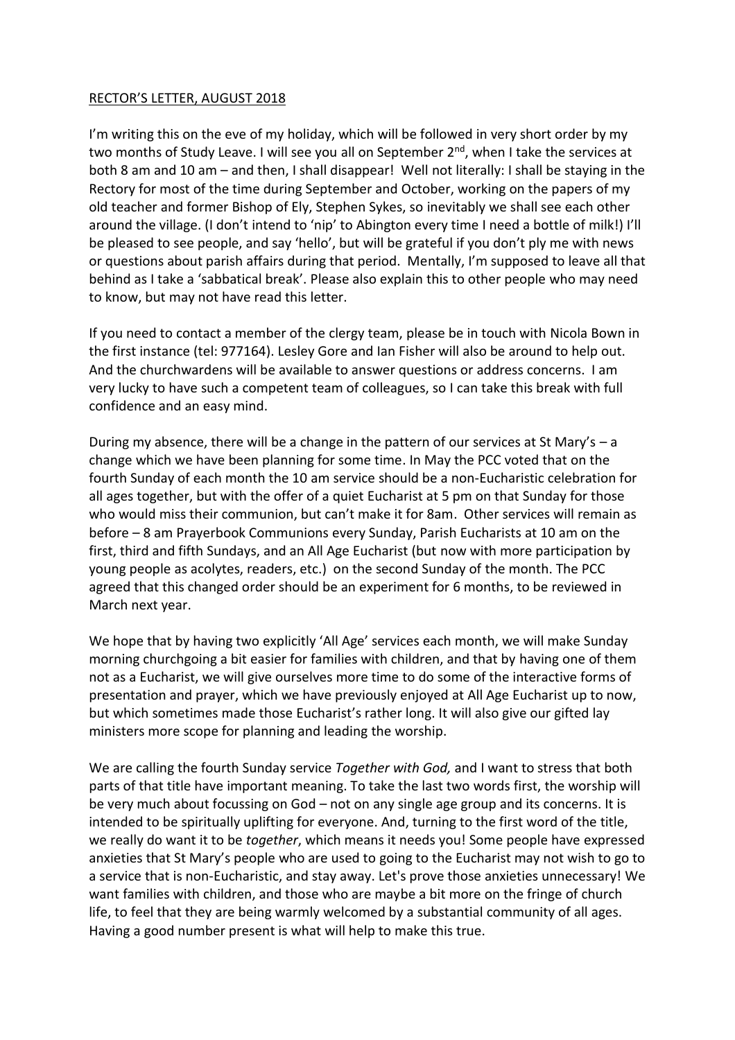RECTOR'S LETTER, AUGUST 2018

I'm writing this on the eve of my holiday, which will be followed in very short order by my two months of Study Leave. I will see you all on September 2nd, when I take the services at both 8 am and 10 am – and then, I shall disappear! Well not literally: I shall be staying in the Rectory for most of the time during September and October, working on the papers of my old teacher and former Bishop of Ely, Stephen Sykes, so inevitably we shall see each other around the village. (I don't intend to 'nip' to Abington every time I need a bottle of milk!) I'll be pleased to see people, and say 'hello', but will be grateful if you don't ply me with news or questions about parish affairs during that period. Mentally, I'm supposed to leave all that behind as I take a 'sabbatical break'. Please also explain this to other people who may need to know, but may not have read this letter.

If you need to contact a member of the clergy team, please be in touch with Nicola Bown in the first instance (tel: 977164). Lesley Gore and Ian Fisher will also be around to help out. And the churchwardens will be available to answer questions or address concerns. I am very lucky to have such a competent team of colleagues, so I can take this break with full confidence and an easy mind.

During my absence, there will be a change in the pattern of our services at St Mary's – a change which we have been planning for some time. In May the PCC voted that on the fourth Sunday of each month the 10 am service should be a non-Eucharistic celebration for all ages together, but with the offer of a quiet Eucharist at 5 pm on that Sunday for those who would miss their communion, but can't make it for 8am. Other services will remain as before – 8 am Prayerbook Communions every Sunday, Parish Eucharists at 10 am on the first, third and fifth Sundays, and an All Age Eucharist (but now with more participation by young people as acolytes, readers, etc.) on the second Sunday of the month. The PCC agreed that this changed order should be an experiment for 6 months, to be reviewed in March next year.

We hope that by having two explicitly 'All Age' services each month, we will make Sunday morning churchgoing a bit easier for families with children, and that by having one of them not as a Eucharist, we will give ourselves more time to do some of the interactive forms of presentation and prayer, which we have previously enjoyed at All Age Eucharist up to now, but which sometimes made those Eucharist's rather long. It will also give our gifted lay ministers more scope for planning and leading the worship.

We are calling the fourth Sunday service *Together with God,* and I want to stress that both parts of that title have important meaning. To take the last two words first, the worship will be very much about focussing on God – not on any single age group and its concerns. It is intended to be spiritually uplifting for everyone. And, turning to the first word of the title, we really do want it to be *together*, which means it needs you! Some people have expressed anxieties that St Mary's people who are used to going to the Eucharist may not wish to go to a service that is non-Eucharistic, and stay away. Let's prove those anxieties unnecessary! We want families with children, and those who are maybe a bit more on the fringe of church life, to feel that they are being warmly welcomed by a substantial community of all ages. Having a good number present is what will help to make this true.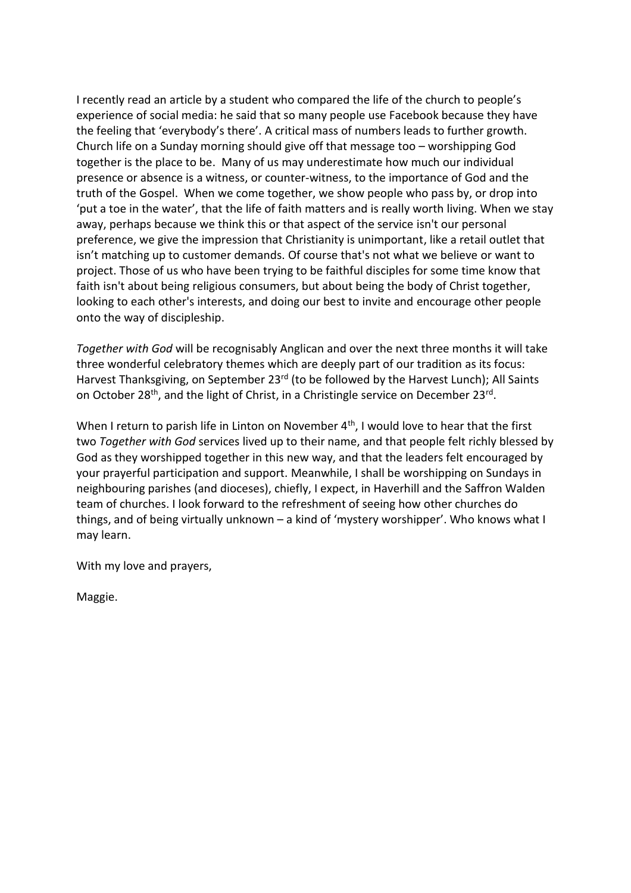I recently read an article by a student who compared the life of the church to people's experience of social media: he said that so many people use Facebook because they have the feeling that 'everybody's there'. A critical mass of numbers leads to further growth. Church life on a Sunday morning should give off that message too – worshipping God together is the place to be. Many of us may underestimate how much our individual presence or absence is a witness, or counter-witness, to the importance of God and the truth of the Gospel. When we come together, we show people who pass by, or drop into 'put a toe in the water', that the life of faith matters and is really worth living. When we stay away, perhaps because we think this or that aspect of the service isn't our personal preference, we give the impression that Christianity is unimportant, like a retail outlet that isn't matching up to customer demands. Of course that's not what we believe or want to project. Those of us who have been trying to be faithful disciples for some time know that faith isn't about being religious consumers, but about being the body of Christ together, looking to each other's interests, and doing our best to invite and encourage other people onto the way of discipleship.

*Together with God* will be recognisably Anglican and over the next three months it will take three wonderful celebratory themes which are deeply part of our tradition as its focus: Harvest Thanksgiving, on September 23rd (to be followed by the Harvest Lunch); All Saints on October 28th, and the light of Christ, in a Christingle service on December 23rd.

When I return to parish life in Linton on November 4th, I would love to hear that the first two *Together with God* services lived up to their name, and that people felt richly blessed by God as they worshipped together in this new way, and that the leaders felt encouraged by your prayerful participation and support. Meanwhile, I shall be worshipping on Sundays in neighbouring parishes (and dioceses), chiefly, I expect, in Haverhill and the Saffron Walden team of churches. I look forward to the refreshment of seeing how other churches do things, and of being virtually unknown – a kind of 'mystery worshipper'. Who knows what I may learn.

With my love and prayers,

Maggie.